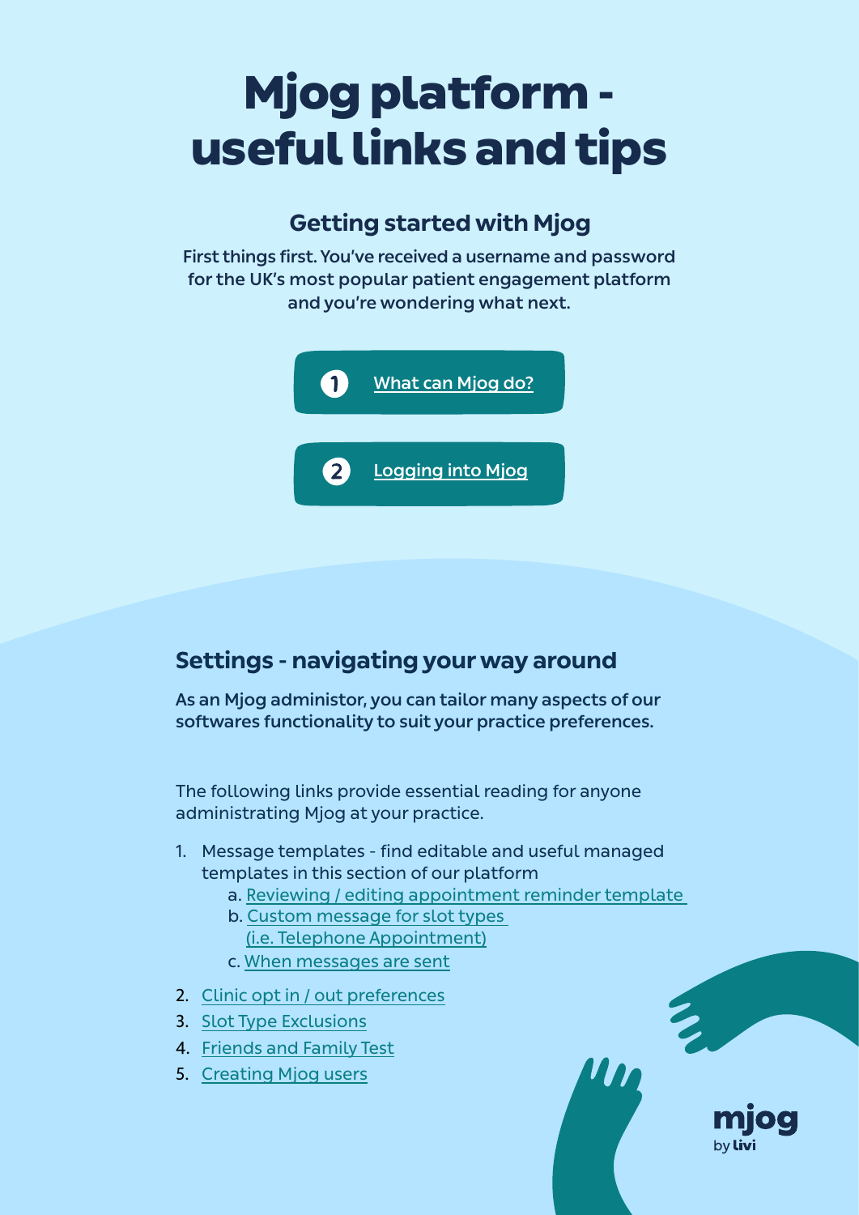# Mjog platform - useful links and tips

## Getting started with Mjog

First things first. You've received a username and password for the UK's most popular patient engagement platform and you're wondering what next.

1. What can Mjog do?
2. Logging into Mjog

## Settings - navigating your way around

**As an Mjog administor, you can tailor many aspects of our softwares functionality to suit your practice preferences.**

The following links provide essential reading for anyone administrating Mjog at your practice.

1. Message templates - find editable and useful managed templates in this section of our platform
   a. Reviewing / editing appointment reminder template
   b. Custom message for slot types (i.e. Telephone Appointment)
   c. When messages are sent
2. Clinic opt in / out preferences
3. Slot Type Exclusions
4. Friends and Family Test
5. Creating Mjog users

mjog by livi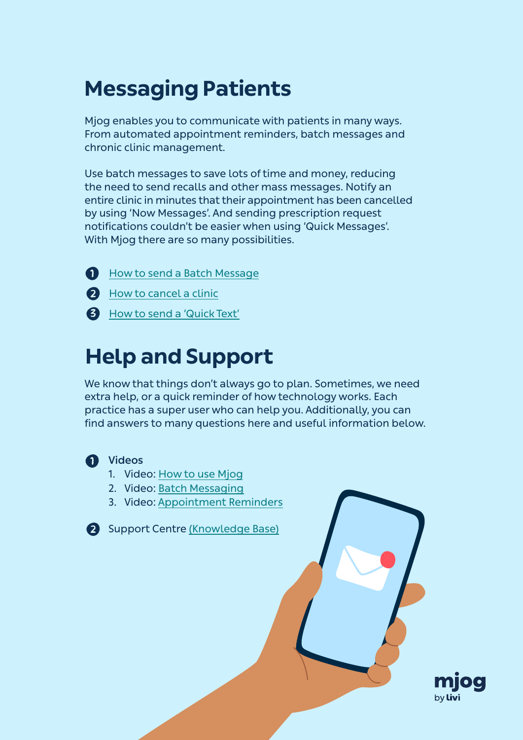# Messaging Patients

Mjog enables you to communicate with patients in many ways. From automated appointment reminders, batch messages and chronic clinic management.

Use batch messages to save lots of time and money, reducing the need to send recalls and other mass messages. Notify an entire clinic in minutes that their appointment has been cancelled by using 'Now Messages'. And sending prescription request notifications couldn't be easier when using 'Quick Messages'. With Mjog there are so many possibilities.

1. How to send a Batch Message
2. How to cancel a clinic
3. How to send a 'Quick Text'

# Help and Support

We know that things don't always go to plan. Sometimes, we need extra help, or a quick reminder of how technology works. Each practice has a super user who can help you. Additionally, you can find answers to many questions here and useful information below.

1. Videos
   1. Video: How to use Mjog
   2. Video: Batch Messaging
   3. Video: Appointment Reminders
2. Support Centre (Knowledge Base)

mjog by livi